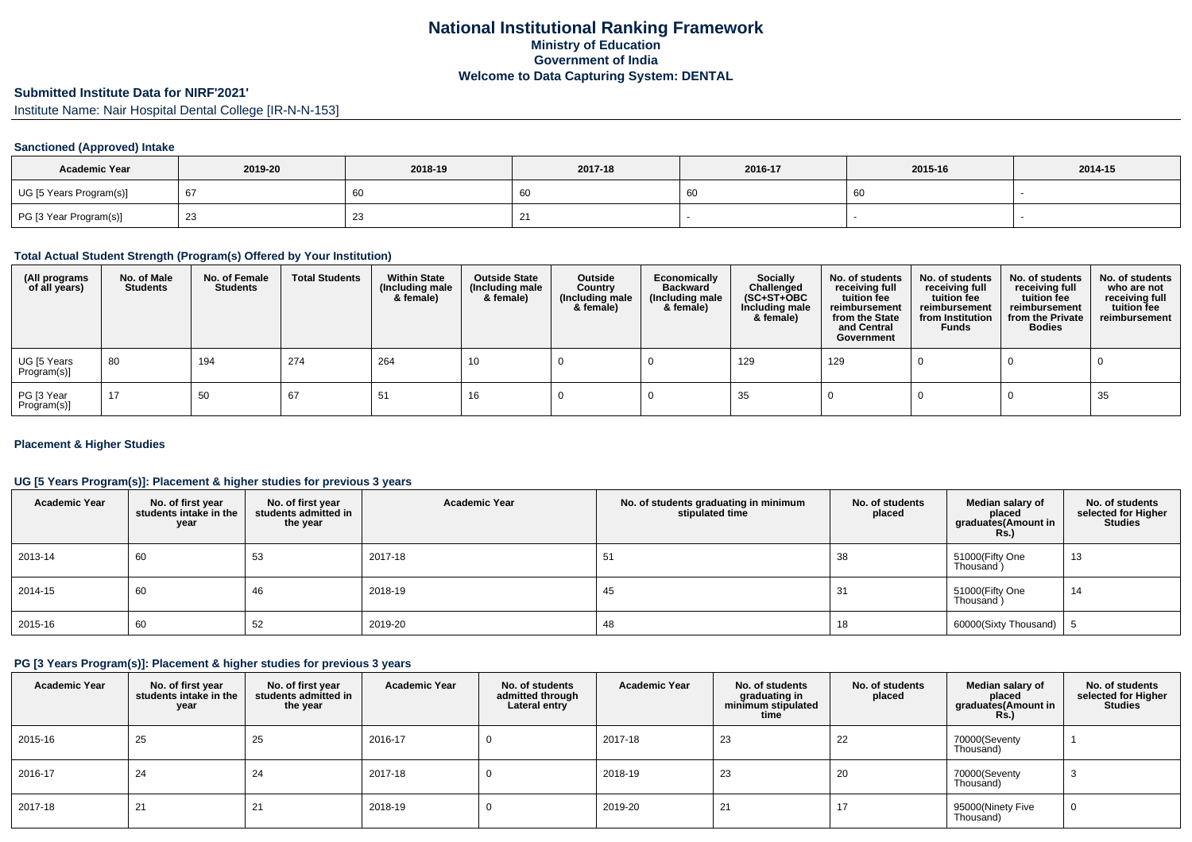# National Institutional Ranking Framework
## Ministry of Education
## Government of India
## Welcome to Data Capturing System: DENTAL

### Submitted Institute Data for NIRF'2021'

Institute Name: Nair Hospital Dental College [IR-N-N-153]

#### Sanctioned (Approved) Intake

| Academic Year | 2019-20 | 2018-19 | 2017-18 | 2016-17 | 2015-16 | 2014-15 |
|---|---|---|---|---|---|---|
| UG [5 Years Program(s)] | 67 | 60 | 60 | 60 | 60 | - |
| PG [3 Year Program(s)] | 23 | 23 | 21 | - | - | - |

#### Total Actual Student Strength (Program(s) Offered by Your Institution)

| (All programs of all years) | No. of Male Students | No. of Female Students | Total Students | Within State (Including male & female) | Outside State (Including male & female) | Outside Country (Including male & female) | Economically Backward (Including male & female) | Socially Challenged (SC+ST+OBC Including male & female) | No. of students receiving full tuition fee reimbursement from the State and Central Government | No. of students receiving full tuition fee reimbursement from Institution Funds | No. of students receiving full tuition fee reimbursement from the Private Bodies | No. of students who are not receiving full tuition fee reimbursement |
|---|---|---|---|---|---|---|---|---|---|---|---|---|
| UG [5 Years Program(s)] | 80 | 194 | 274 | 264 | 10 | 0 | 0 | 129 | 129 | 0 | 0 | 0 |
| PG [3 Year Program(s)] | 17 | 50 | 67 | 51 | 16 | 0 | 0 | 35 | 0 | 0 | 0 | 35 |

#### Placement & Higher Studies

#### UG [5 Years Program(s)]: Placement & higher studies for previous 3 years

| Academic Year | No. of first year students intake in the year | No. of first year students admitted in the year | Academic Year | No. of students graduating in minimum stipulated time | No. of students placed | Median salary of placed graduates(Amount in Rs.) | No. of students selected for Higher Studies |
|---|---|---|---|---|---|---|---|
| 2013-14 | 60 | 53 | 2017-18 | 51 | 38 | 51000(Fifty One Thousand ) | 13 |
| 2014-15 | 60 | 46 | 2018-19 | 45 | 31 | 51000(Fifty One Thousand ) | 14 |
| 2015-16 | 60 | 52 | 2019-20 | 48 | 18 | 60000(Sixty Thousand) | 5 |

#### PG [3 Years Program(s)]: Placement & higher studies for previous 3 years

| Academic Year | No. of first year students intake in the year | No. of first year students admitted in the year | Academic Year | No. of students admitted through Lateral entry | Academic Year | No. of students graduating in minimum stipulated time | No. of students placed | Median salary of placed graduates(Amount in Rs.) | No. of students selected for Higher Studies |
|---|---|---|---|---|---|---|---|---|---|
| 2015-16 | 25 | 25 | 2016-17 | 0 | 2017-18 | 23 | 22 | 70000(Seventy Thousand) | 1 |
| 2016-17 | 24 | 24 | 2017-18 | 0 | 2018-19 | 23 | 20 | 70000(Seventy Thousand) | 3 |
| 2017-18 | 21 | 21 | 2018-19 | 0 | 2019-20 | 21 | 17 | 95000(Ninety Five Thousand) | 0 |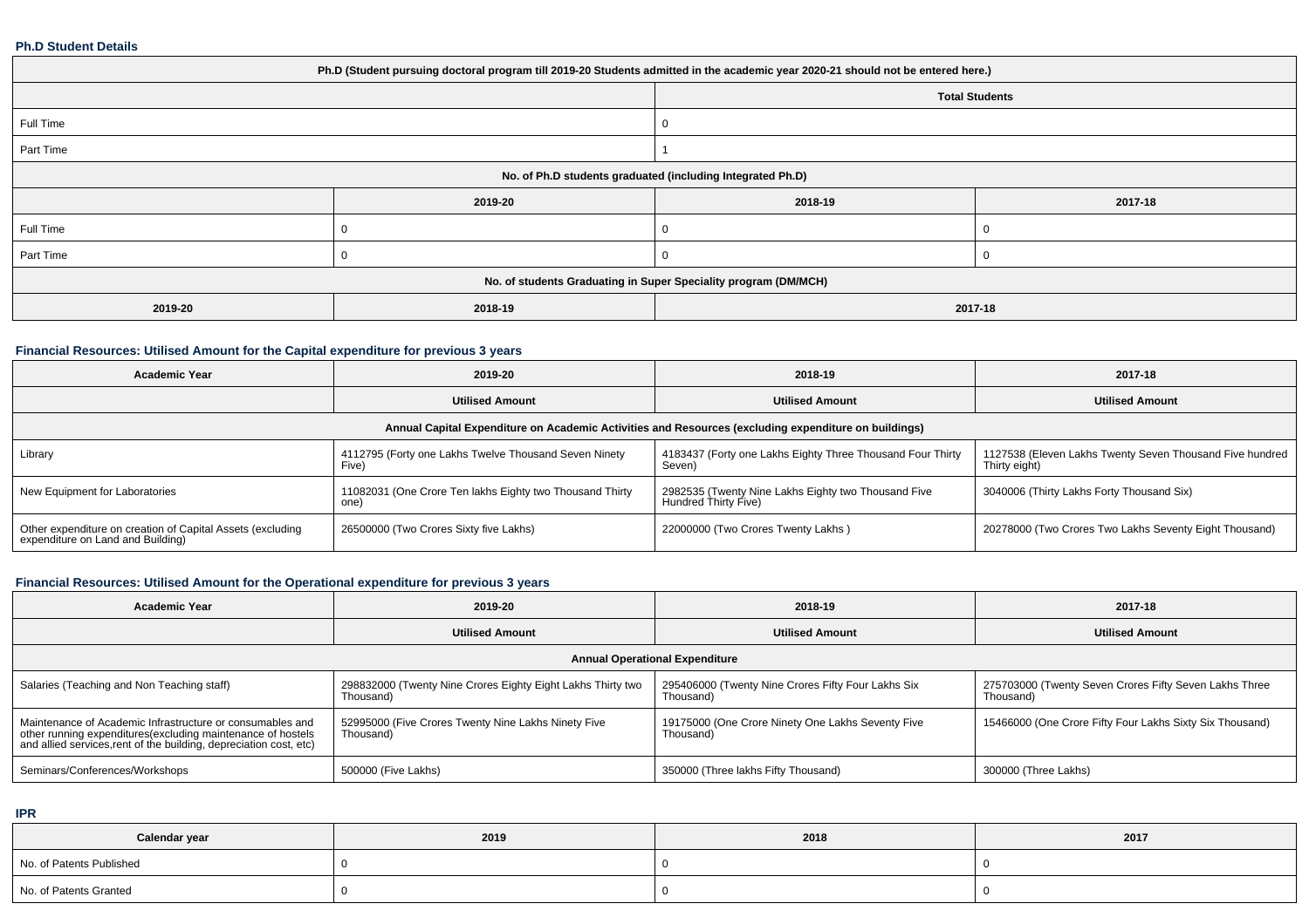### Ph.D Student Details

| Ph.D (Student pursuing doctoral program till 2019-20 Students admitted in the academic year 2020-21 should not be entered here.) | | | |
|---|---|---|---|
| | | Total Students | |
| Full Time | | 0 | |
| Part Time | | 1 | |
| No. of Ph.D students graduated (including Integrated Ph.D) | | | |
| | 2019-20 | 2018-19 | 2017-18 |
| Full Time | 0 | 0 | 0 |
| Part Time | 0 | 0 | 0 |
| No. of students Graduating in Super Speciality program (DM/MCH) | | | |
| 2019-20 | 2018-19 | 2017-18 | |

### Financial Resources: Utilised Amount for the Capital expenditure for previous 3 years

| Academic Year | 2019-20 | 2018-19 | 2017-18 |
|---|---|---|---|
| | Utilised Amount | Utilised Amount | Utilised Amount |
| Annual Capital Expenditure on Academic Activities and Resources (excluding expenditure on buildings) | | | |
| Library | 4112795 (Forty one Lakhs Twelve Thousand Seven Ninety Five) | 4183437 (Forty one Lakhs Eighty Three Thousand Four Thirty Seven) | 1127538 (Eleven Lakhs Twenty Seven Thousand Five hundred Thirty eight) |
| New Equipment for Laboratories | 11082031 (One Crore Ten lakhs Eighty two Thousand Thirty one) | 2982535 (Twenty Nine Lakhs Eighty two Thousand Five Hundred Thirty Five) | 3040006 (Thirty Lakhs Forty Thousand Six) |
| Other expenditure on creation of Capital Assets (excluding expenditure on Land and Building) | 26500000 (Two Crores Sixty five Lakhs) | 22000000 (Two Crores Twenty Lakhs ) | 20278000 (Two Crores Two Lakhs Seventy Eight Thousand) |

### Financial Resources: Utilised Amount for the Operational expenditure for previous 3 years

| Academic Year | 2019-20 | 2018-19 | 2017-18 |
|---|---|---|---|
| | Utilised Amount | Utilised Amount | Utilised Amount |
| Annual Operational Expenditure | | | |
| Salaries (Teaching and Non Teaching staff) | 298832000 (Twenty Nine Crores Eighty Eight Lakhs Thirty two Thousand) | 295406000 (Twenty Nine Crores Fifty Four Lakhs Six Thousand) | 275703000 (Twenty Seven Crores Fifty Seven Lakhs Three Thousand) |
| Maintenance of Academic Infrastructure or consumables and other running expenditures(excluding maintenance of hostels and allied services,rent of the building, depreciation cost, etc) | 52995000 (Five Crores Twenty Nine Lakhs Ninety Five Thousand) | 19175000 (One Crore Ninety One Lakhs Seventy Five Thousand) | 15466000 (One Crore Fifty Four Lakhs Sixty Six Thousand) |
| Seminars/Conferences/Workshops | 500000 (Five Lakhs) | 350000 (Three lakhs Fifty Thousand) | 300000 (Three Lakhs) |

### IPR

| Calendar year | 2019 | 2018 | 2017 |
|---|---|---|---|
| No. of Patents Published | 0 | 0 | 0 |
| No. of Patents Granted | 0 | 0 | 0 |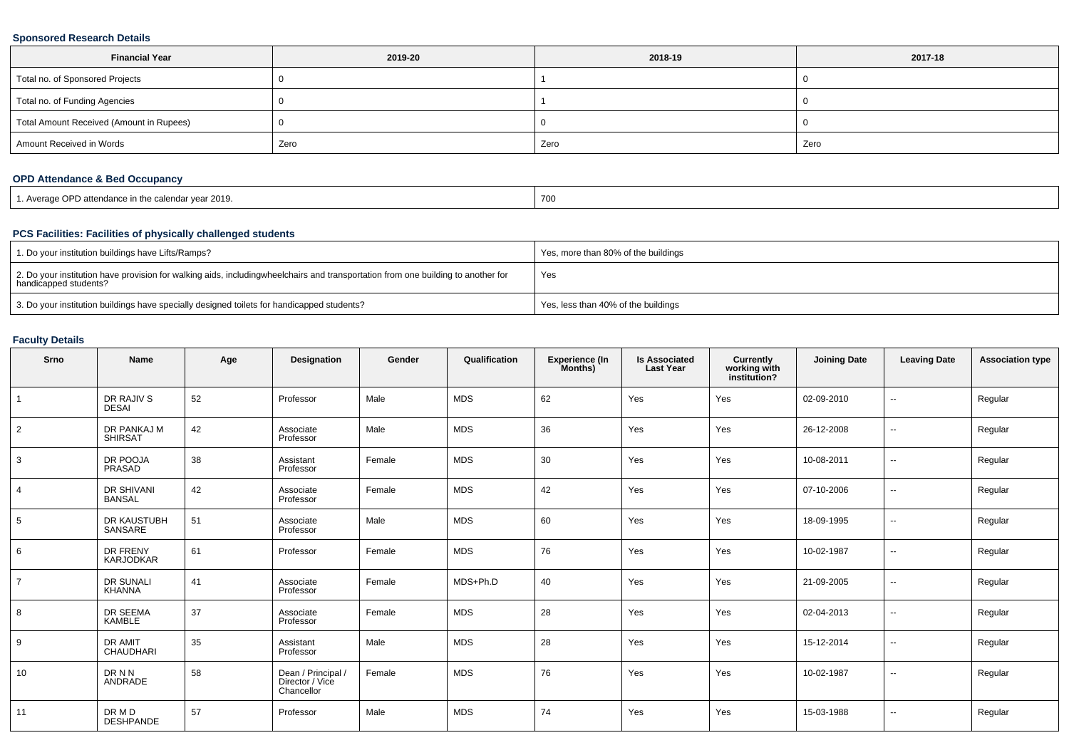### Sponsored Research Details

| Financial Year | 2019-20 | 2018-19 | 2017-18 |
|---|---|---|---|
| Total no. of Sponsored Projects | 0 | 1 | 0 |
| Total no. of Funding Agencies | 0 | 1 | 0 |
| Total Amount Received (Amount in Rupees) | 0 | 0 | 0 |
| Amount Received in Words | Zero | Zero | Zero |

### OPD Attendance & Bed Occupancy

| | |
|---|---|
| 1. Average OPD attendance in the calendar year 2019. | 700 |

### PCS Facilities: Facilities of physically challenged students

| | |
|---|---|
| 1. Do your institution buildings have Lifts/Ramps? | Yes, more than 80% of the buildings |
| 2. Do your institution have provision for walking aids, includingwheelchairs and transportation from one building to another for handicapped students? | Yes |
| 3. Do your institution buildings have specially designed toilets for handicapped students? | Yes, less than 40% of the buildings |

### Faculty Details

| Srno | Name | Age | Designation | Gender | Qualification | Experience (In Months) | Is Associated Last Year | Currently working with institution? | Joining Date | Leaving Date | Association type |
|---|---|---|---|---|---|---|---|---|---|---|---|
| 1 | DR RAJIV S DESAI | 52 | Professor | Male | MDS | 62 | Yes | Yes | 02-09-2010 | -- | Regular |
| 2 | DR PANKAJ M SHIRSAT | 42 | Associate Professor | Male | MDS | 36 | Yes | Yes | 26-12-2008 | -- | Regular |
| 3 | DR POOJA PRASAD | 38 | Assistant Professor | Female | MDS | 30 | Yes | Yes | 10-08-2011 | -- | Regular |
| 4 | DR SHIVANI BANSAL | 42 | Associate Professor | Female | MDS | 42 | Yes | Yes | 07-10-2006 | -- | Regular |
| 5 | DR KAUSTUBH SANSARE | 51 | Associate Professor | Male | MDS | 60 | Yes | Yes | 18-09-1995 | -- | Regular |
| 6 | DR FRENY KARJODKAR | 61 | Professor | Female | MDS | 76 | Yes | Yes | 10-02-1987 | -- | Regular |
| 7 | DR SUNALI KHANNA | 41 | Associate Professor | Female | MDS+Ph.D | 40 | Yes | Yes | 21-09-2005 | -- | Regular |
| 8 | DR SEEMA KAMBLE | 37 | Associate Professor | Female | MDS | 28 | Yes | Yes | 02-04-2013 | -- | Regular |
| 9 | DR AMIT CHAUDHARI | 35 | Assistant Professor | Male | MDS | 28 | Yes | Yes | 15-12-2014 | -- | Regular |
| 10 | DR N N ANDRADE | 58 | Dean / Principal / Director / Vice Chancellor | Female | MDS | 76 | Yes | Yes | 10-02-1987 | -- | Regular |
| 11 | DR M D DESHPANDE | 57 | Professor | Male | MDS | 74 | Yes | Yes | 15-03-1988 | -- | Regular |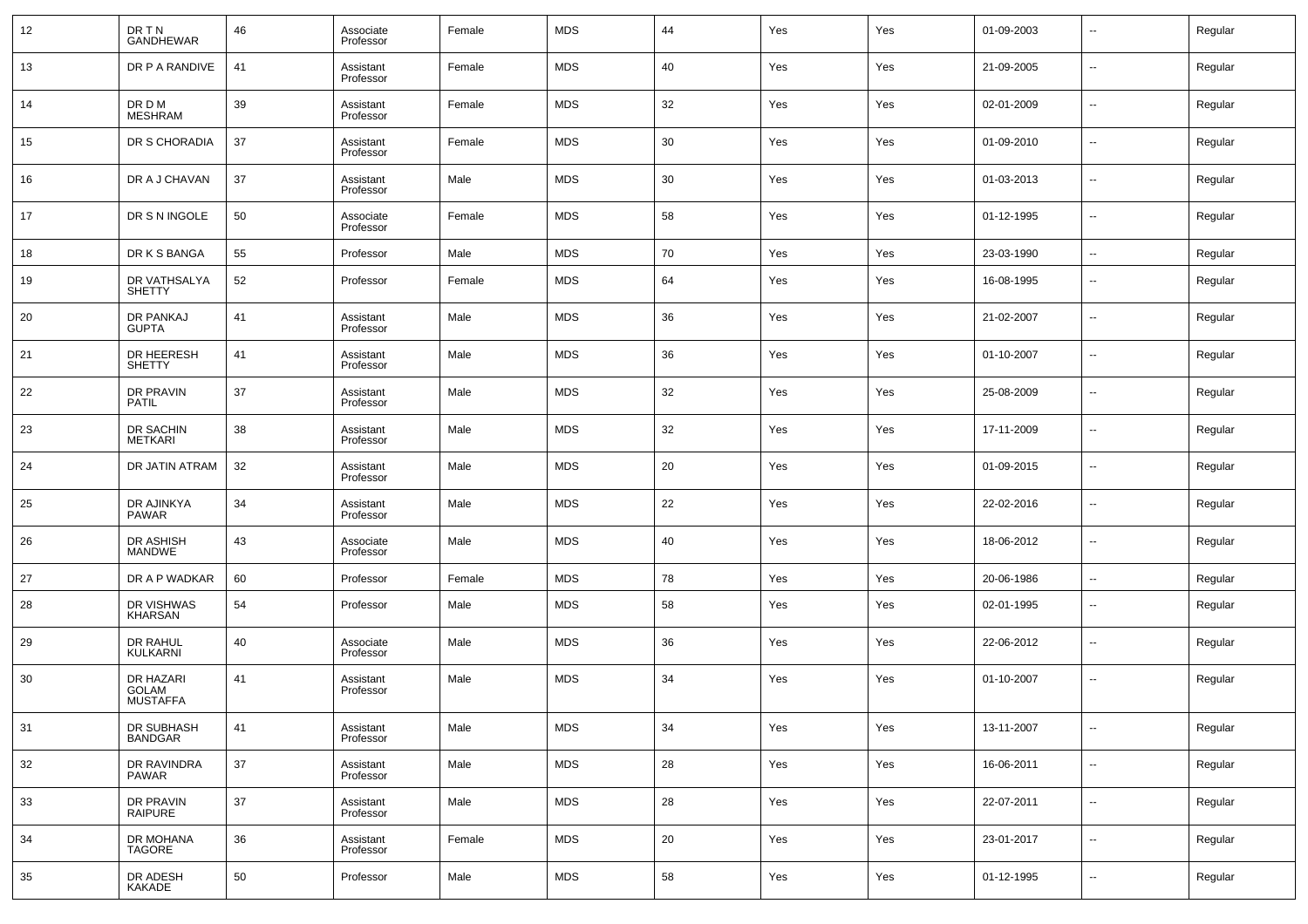| 12 | DR T N GANDHEWAR | 46 | Associate Professor | Female | MDS | 44 | Yes | Yes | 01-09-2003 | -- | Regular |
|---|---|---|---|---|---|---|---|---|---|---|---|
| 13 | DR P A RANDIVE | 41 | Assistant Professor | Female | MDS | 40 | Yes | Yes | 21-09-2005 | -- | Regular |
| 14 | DR D M MESHRAM | 39 | Assistant Professor | Female | MDS | 32 | Yes | Yes | 02-01-2009 | -- | Regular |
| 15 | DR S CHORADIA | 37 | Assistant Professor | Female | MDS | 30 | Yes | Yes | 01-09-2010 | -- | Regular |
| 16 | DR A J CHAVAN | 37 | Assistant Professor | Male | MDS | 30 | Yes | Yes | 01-03-2013 | -- | Regular |
| 17 | DR S N INGOLE | 50 | Associate Professor | Female | MDS | 58 | Yes | Yes | 01-12-1995 | -- | Regular |
| 18 | DR K S BANGA | 55 | Professor | Male | MDS | 70 | Yes | Yes | 23-03-1990 | -- | Regular |
| 19 | DR VATHSALYA SHETTY | 52 | Professor | Female | MDS | 64 | Yes | Yes | 16-08-1995 | -- | Regular |
| 20 | DR PANKAJ GUPTA | 41 | Assistant Professor | Male | MDS | 36 | Yes | Yes | 21-02-2007 | -- | Regular |
| 21 | DR HEERESH SHETTY | 41 | Assistant Professor | Male | MDS | 36 | Yes | Yes | 01-10-2007 | -- | Regular |
| 22 | DR PRAVIN PATIL | 37 | Assistant Professor | Male | MDS | 32 | Yes | Yes | 25-08-2009 | -- | Regular |
| 23 | DR SACHIN METKARI | 38 | Assistant Professor | Male | MDS | 32 | Yes | Yes | 17-11-2009 | -- | Regular |
| 24 | DR JATIN ATRAM | 32 | Assistant Professor | Male | MDS | 20 | Yes | Yes | 01-09-2015 | -- | Regular |
| 25 | DR AJINKYA PAWAR | 34 | Assistant Professor | Male | MDS | 22 | Yes | Yes | 22-02-2016 | -- | Regular |
| 26 | DR ASHISH MANDWE | 43 | Associate Professor | Male | MDS | 40 | Yes | Yes | 18-06-2012 | -- | Regular |
| 27 | DR A P WADKAR | 60 | Professor | Female | MDS | 78 | Yes | Yes | 20-06-1986 | -- | Regular |
| 28 | DR VISHWAS KHARSAN | 54 | Professor | Male | MDS | 58 | Yes | Yes | 02-01-1995 | -- | Regular |
| 29 | DR RAHUL KULKARNI | 40 | Associate Professor | Male | MDS | 36 | Yes | Yes | 22-06-2012 | -- | Regular |
| 30 | DR HAZARI GOLAM MUSTAFFA | 41 | Assistant Professor | Male | MDS | 34 | Yes | Yes | 01-10-2007 | -- | Regular |
| 31 | DR SUBHASH BANDGAR | 41 | Assistant Professor | Male | MDS | 34 | Yes | Yes | 13-11-2007 | -- | Regular |
| 32 | DR RAVINDRA PAWAR | 37 | Assistant Professor | Male | MDS | 28 | Yes | Yes | 16-06-2011 | -- | Regular |
| 33 | DR PRAVIN RAIPURE | 37 | Assistant Professor | Male | MDS | 28 | Yes | Yes | 22-07-2011 | -- | Regular |
| 34 | DR MOHANA TAGORE | 36 | Assistant Professor | Female | MDS | 20 | Yes | Yes | 23-01-2017 | -- | Regular |
| 35 | DR ADESH KAKADE | 50 | Professor | Male | MDS | 58 | Yes | Yes | 01-12-1995 | -- | Regular |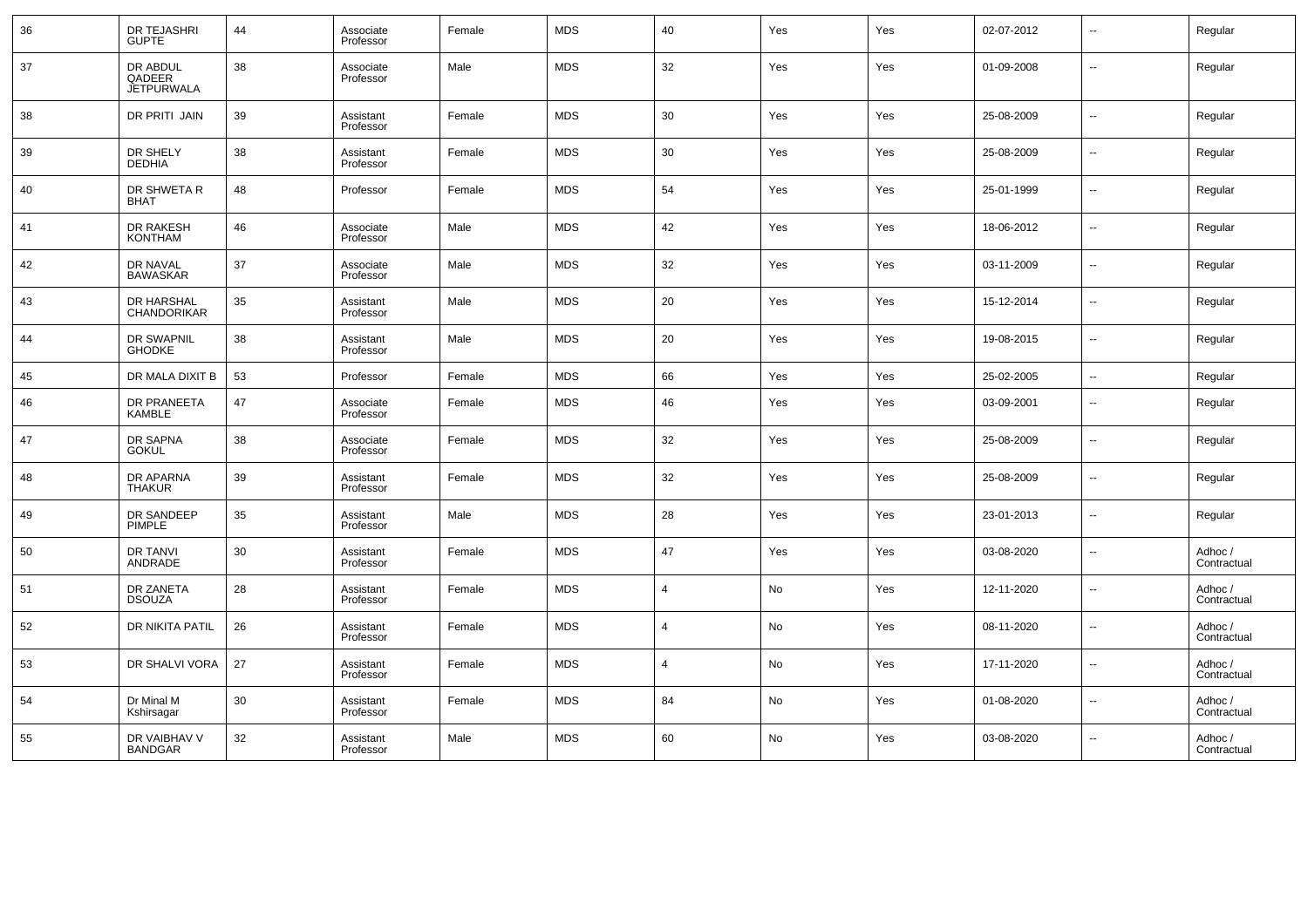| | | | | | | | | | | | |
|---|---|---|---|---|---|---|---|---|---|---|---|
| 36 | DR TEJASHRI GUPTE | 44 | Associate Professor | Female | MDS | 40 | Yes | Yes | 02-07-2012 | -- | Regular |
| 37 | DR ABDUL QADEER JETPURWALA | 38 | Associate Professor | Male | MDS | 32 | Yes | Yes | 01-09-2008 | -- | Regular |
| 38 | DR PRITI JAIN | 39 | Assistant Professor | Female | MDS | 30 | Yes | Yes | 25-08-2009 | -- | Regular |
| 39 | DR SHELY DEDHIA | 38 | Assistant Professor | Female | MDS | 30 | Yes | Yes | 25-08-2009 | -- | Regular |
| 40 | DR SHWETA R BHAT | 48 | Professor | Female | MDS | 54 | Yes | Yes | 25-01-1999 | -- | Regular |
| 41 | DR RAKESH KONTHAM | 46 | Associate Professor | Male | MDS | 42 | Yes | Yes | 18-06-2012 | -- | Regular |
| 42 | DR NAVAL BAWASKAR | 37 | Associate Professor | Male | MDS | 32 | Yes | Yes | 03-11-2009 | -- | Regular |
| 43 | DR HARSHAL CHANDORIKAR | 35 | Assistant Professor | Male | MDS | 20 | Yes | Yes | 15-12-2014 | -- | Regular |
| 44 | DR SWAPNIL GHODKE | 38 | Assistant Professor | Male | MDS | 20 | Yes | Yes | 19-08-2015 | -- | Regular |
| 45 | DR MALA DIXIT B | 53 | Professor | Female | MDS | 66 | Yes | Yes | 25-02-2005 | -- | Regular |
| 46 | DR PRANEETA KAMBLE | 47 | Associate Professor | Female | MDS | 46 | Yes | Yes | 03-09-2001 | -- | Regular |
| 47 | DR SAPNA GOKUL | 38 | Associate Professor | Female | MDS | 32 | Yes | Yes | 25-08-2009 | -- | Regular |
| 48 | DR APARNA THAKUR | 39 | Assistant Professor | Female | MDS | 32 | Yes | Yes | 25-08-2009 | -- | Regular |
| 49 | DR SANDEEP PIMPLE | 35 | Assistant Professor | Male | MDS | 28 | Yes | Yes | 23-01-2013 | -- | Regular |
| 50 | DR TANVI ANDRADE | 30 | Assistant Professor | Female | MDS | 47 | Yes | Yes | 03-08-2020 | -- | Adhoc / Contractual |
| 51 | DR ZANETA DSOUZA | 28 | Assistant Professor | Female | MDS | 4 | No | Yes | 12-11-2020 | -- | Adhoc / Contractual |
| 52 | DR NIKITA PATIL | 26 | Assistant Professor | Female | MDS | 4 | No | Yes | 08-11-2020 | -- | Adhoc / Contractual |
| 53 | DR SHALVI VORA | 27 | Assistant Professor | Female | MDS | 4 | No | Yes | 17-11-2020 | -- | Adhoc / Contractual |
| 54 | Dr Minal M Kshirsagar | 30 | Assistant Professor | Female | MDS | 84 | No | Yes | 01-08-2020 | -- | Adhoc / Contractual |
| 55 | DR VAIBHAV V BANDGAR | 32 | Assistant Professor | Male | MDS | 60 | No | Yes | 03-08-2020 | -- | Adhoc / Contractual |